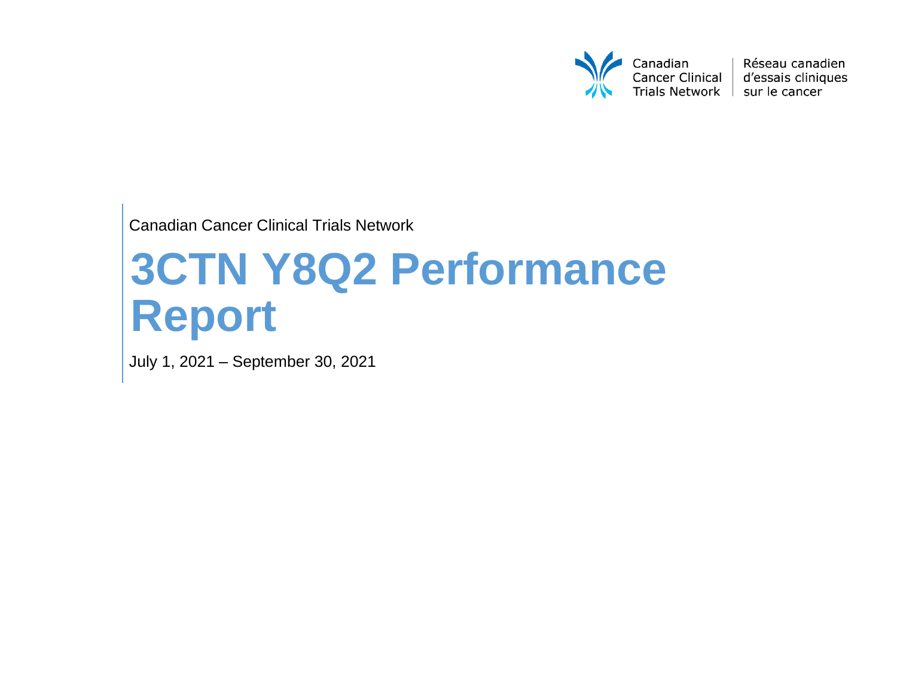Canadian Cancer Clinical Trials Network | Réseau canadien d'essais cliniques sur le cancer

Canadian Cancer Clinical Trials Network

# 3CTN Y8Q2 Performance Report

July 1, 2021 – September 30, 2021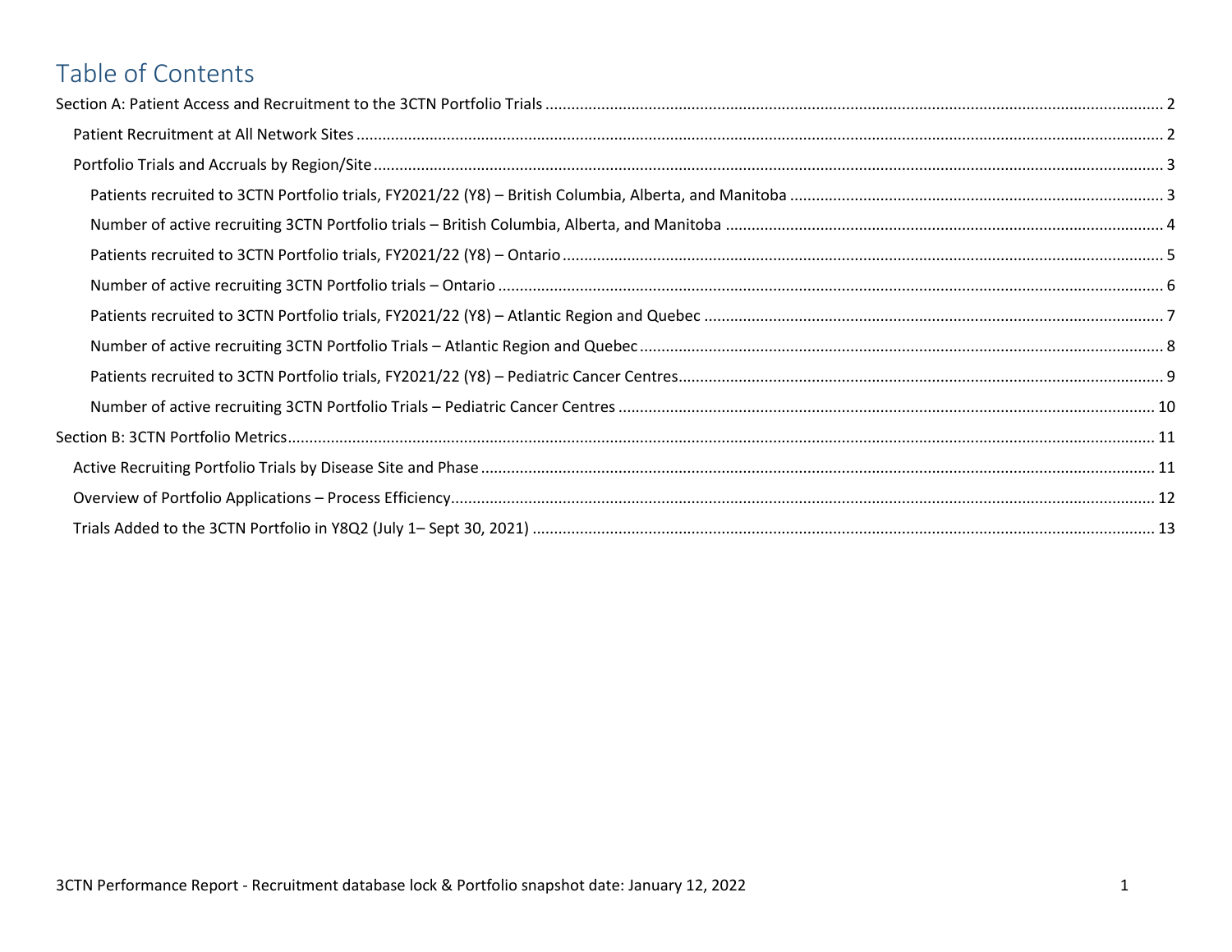# Table of Contents

Section A: Patient Access and Recruitment to the 3CTN Portfolio Trials ..... 2

- Patient Recruitment at All Network Sites ..... 2
- Portfolio Trials and Accruals by Region/Site ..... 3
  - Patients recruited to 3CTN Portfolio trials, FY2021/22 (Y8) – British Columbia, Alberta, and Manitoba ..... 3
  - Number of active recruiting 3CTN Portfolio trials – British Columbia, Alberta, and Manitoba ..... 4
  - Patients recruited to 3CTN Portfolio trials, FY2021/22 (Y8) – Ontario ..... 5
  - Number of active recruiting 3CTN Portfolio trials – Ontario ..... 6
  - Patients recruited to 3CTN Portfolio trials, FY2021/22 (Y8) – Atlantic Region and Quebec ..... 7
  - Number of active recruiting 3CTN Portfolio Trials – Atlantic Region and Quebec ..... 8
  - Patients recruited to 3CTN Portfolio trials, FY2021/22 (Y8) – Pediatric Cancer Centres ..... 9
  - Number of active recruiting 3CTN Portfolio Trials – Pediatric Cancer Centres ..... 10

Section B: 3CTN Portfolio Metrics ..... 11

- Active Recruiting Portfolio Trials by Disease Site and Phase ..... 11
- Overview of Portfolio Applications – Process Efficiency ..... 12
- Trials Added to the 3CTN Portfolio in Y8Q2 (July 1– Sept 30, 2021) ..... 13

3CTN Performance Report - Recruitment database lock & Portfolio snapshot date: January 12, 2022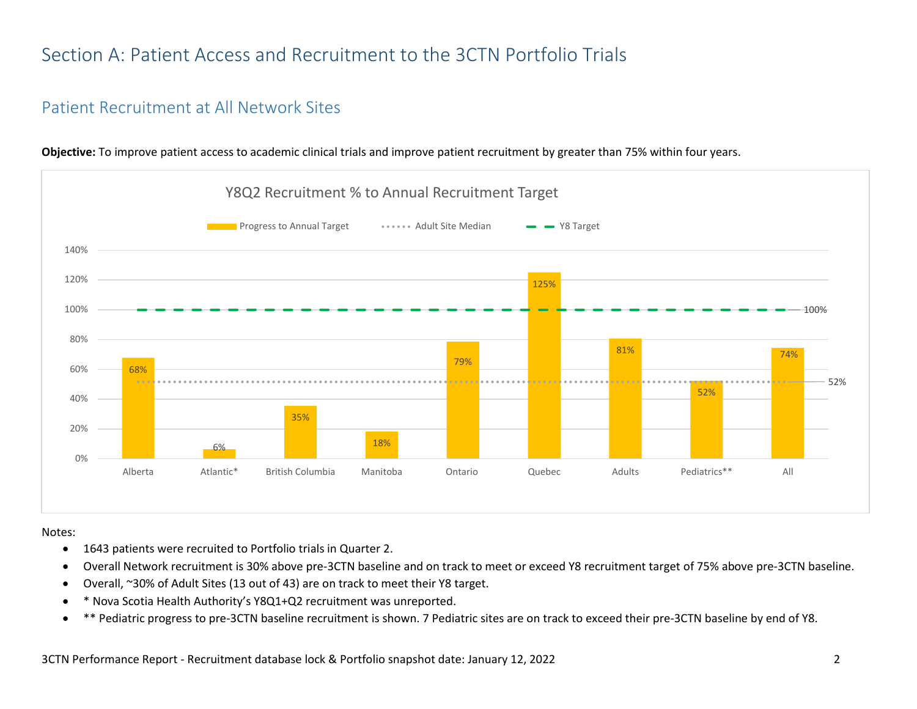# Section A: Patient Access and Recruitment to the 3CTN Portfolio Trials

## Patient Recruitment at All Network Sites

**Objective:** To improve patient access to academic clinical trials and improve patient recruitment by greater than 75% within four years.

Y8Q2 Recruitment % to Annual Recruitment Target

| Site | Progress to Annual Target |
|---|---|
| Alberta | 68% |
| Atlantic* | 6% |
| British Columbia | 35% |
| Manitoba | 18% |
| Ontario | 79% |
| Quebec | 125% |
| Adults | 81% |
| Pediatrics** | 52% |
| All | 74% |

Adult Site Median: 52%; Y8 Target: 100%

Notes:

- 1643 patients were recruited to Portfolio trials in Quarter 2.
- Overall Network recruitment is 30% above pre-3CTN baseline and on track to meet or exceed Y8 recruitment target of 75% above pre-3CTN baseline.
- Overall, ~30% of Adult Sites (13 out of 43) are on track to meet their Y8 target.
- * Nova Scotia Health Authority's Y8Q1+Q2 recruitment was unreported.
- ** Pediatric progress to pre-3CTN baseline recruitment is shown. 7 Pediatric sites are on track to exceed their pre-3CTN baseline by end of Y8.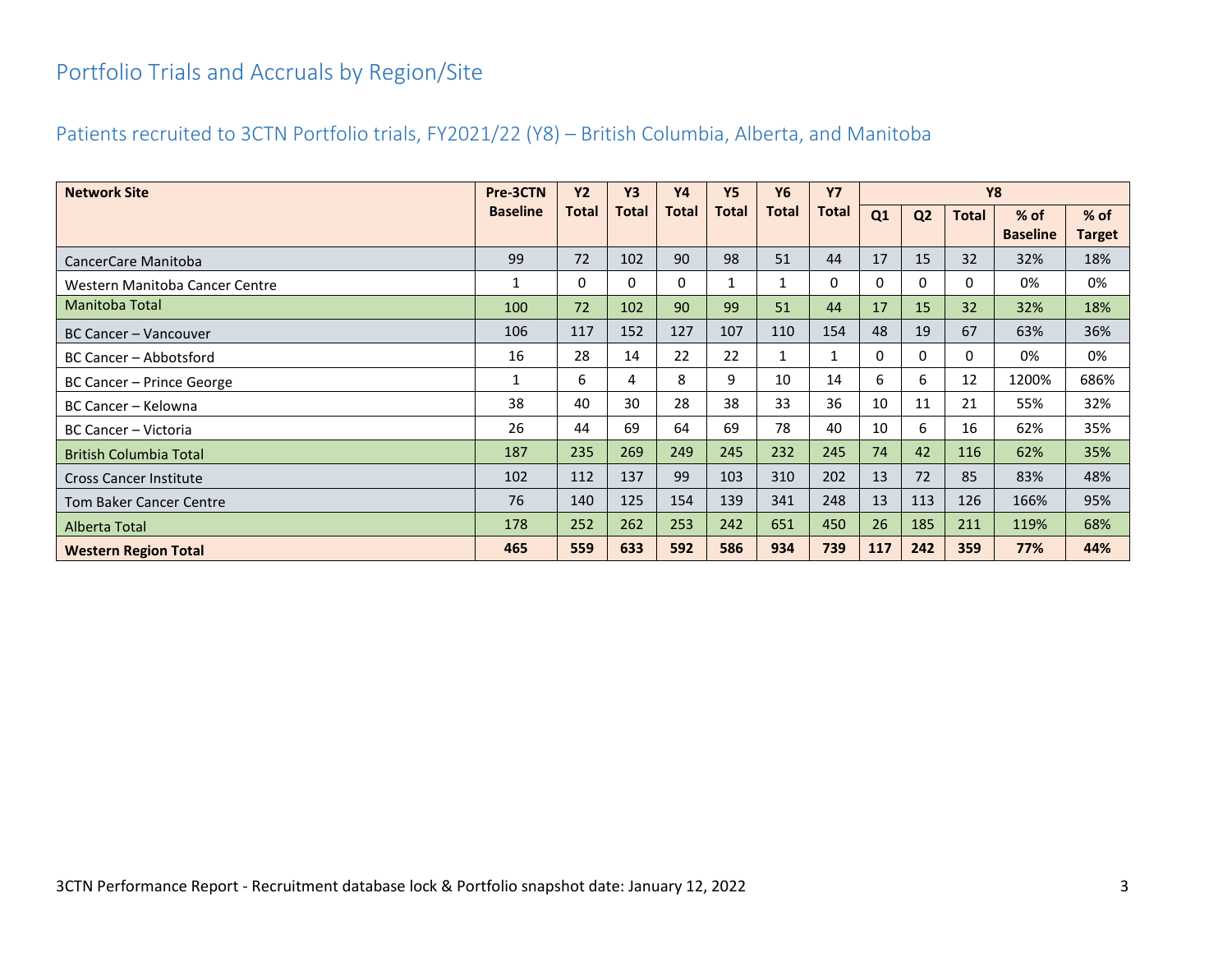# Portfolio Trials and Accruals by Region/Site

## Patients recruited to 3CTN Portfolio trials, FY2021/22 (Y8) – British Columbia, Alberta, and Manitoba

| Network Site | Pre-3CTN Baseline | Y2 Total | Y3 Total | Y4 Total | Y5 Total | Y6 Total | Y7 Total | Y8 | | | | |
|---|---|---|---|---|---|---|---|---|---|---|---|---|
| | | | | | | | | Q1 | Q2 | Total | % of Baseline | % of Target |
| CancerCare Manitoba | 99 | 72 | 102 | 90 | 98 | 51 | 44 | 17 | 15 | 32 | 32% | 18% |
| Western Manitoba Cancer Centre | 1 | 0 | 0 | 0 | 1 | 1 | 0 | 0 | 0 | 0 | 0% | 0% |
| Manitoba Total | 100 | 72 | 102 | 90 | 99 | 51 | 44 | 17 | 15 | 32 | 32% | 18% |
| BC Cancer – Vancouver | 106 | 117 | 152 | 127 | 107 | 110 | 154 | 48 | 19 | 67 | 63% | 36% |
| BC Cancer – Abbotsford | 16 | 28 | 14 | 22 | 22 | 1 | 1 | 0 | 0 | 0 | 0% | 0% |
| BC Cancer – Prince George | 1 | 6 | 4 | 8 | 9 | 10 | 14 | 6 | 6 | 12 | 1200% | 686% |
| BC Cancer – Kelowna | 38 | 40 | 30 | 28 | 38 | 33 | 36 | 10 | 11 | 21 | 55% | 32% |
| BC Cancer – Victoria | 26 | 44 | 69 | 64 | 69 | 78 | 40 | 10 | 6 | 16 | 62% | 35% |
| British Columbia Total | 187 | 235 | 269 | 249 | 245 | 232 | 245 | 74 | 42 | 116 | 62% | 35% |
| Cross Cancer Institute | 102 | 112 | 137 | 99 | 103 | 310 | 202 | 13 | 72 | 85 | 83% | 48% |
| Tom Baker Cancer Centre | 76 | 140 | 125 | 154 | 139 | 341 | 248 | 13 | 113 | 126 | 166% | 95% |
| Alberta Total | 178 | 252 | 262 | 253 | 242 | 651 | 450 | 26 | 185 | 211 | 119% | 68% |
| **Western Region Total** | **465** | **559** | **633** | **592** | **586** | **934** | **739** | **117** | **242** | **359** | **77%** | **44%** |

3CTN Performance Report - Recruitment database lock & Portfolio snapshot date: January 12, 2022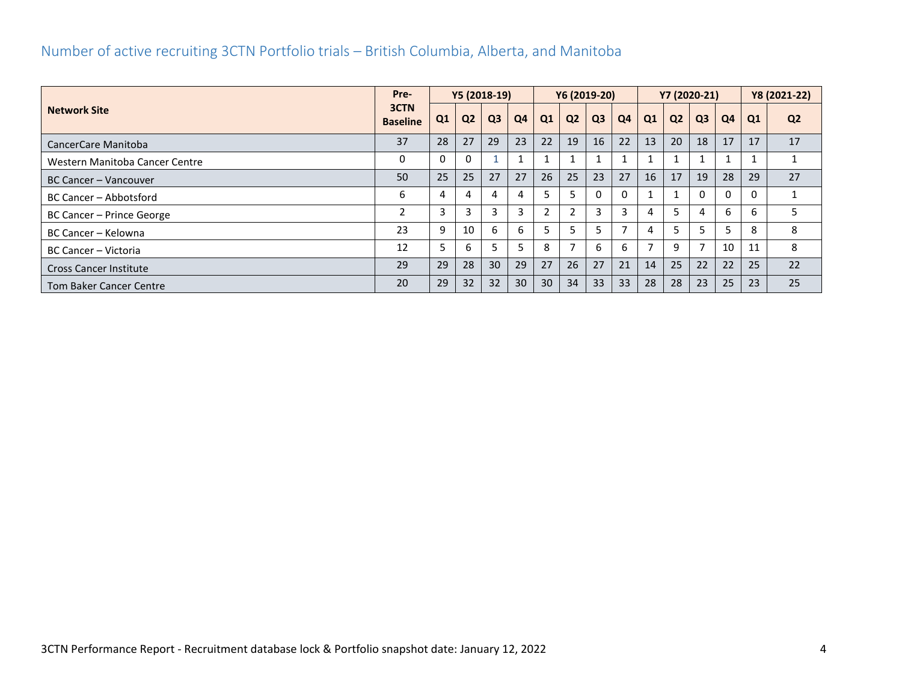## Number of active recruiting 3CTN Portfolio trials – British Columbia, Alberta, and Manitoba

| Network Site | Pre-3CTN Baseline | Y5 (2018-19) | | | | Y6 (2019-20) | | | | Y7 (2020-21) | | | | Y8 (2021-22) | |
|---|---|---|---|---|---|---|---|---|---|---|---|---|---|---|---|
| | | Q1 | Q2 | Q3 | Q4 | Q1 | Q2 | Q3 | Q4 | Q1 | Q2 | Q3 | Q4 | Q1 | Q2 |
| CancerCare Manitoba | 37 | 28 | 27 | 29 | 23 | 22 | 19 | 16 | 22 | 13 | 20 | 18 | 17 | 17 | 17 |
| Western Manitoba Cancer Centre | 0 | 0 | 0 | 1 | 1 | 1 | 1 | 1 | 1 | 1 | 1 | 1 | 1 | 1 | 1 |
| BC Cancer – Vancouver | 50 | 25 | 25 | 27 | 27 | 26 | 25 | 23 | 27 | 16 | 17 | 19 | 28 | 29 | 27 |
| BC Cancer – Abbotsford | 6 | 4 | 4 | 4 | 4 | 5 | 5 | 0 | 0 | 1 | 1 | 0 | 0 | 0 | 1 |
| BC Cancer – Prince George | 2 | 3 | 3 | 3 | 3 | 2 | 2 | 3 | 3 | 4 | 5 | 4 | 6 | 6 | 5 |
| BC Cancer – Kelowna | 23 | 9 | 10 | 6 | 6 | 5 | 5 | 5 | 7 | 4 | 5 | 5 | 5 | 8 | 8 |
| BC Cancer – Victoria | 12 | 5 | 6 | 5 | 5 | 8 | 7 | 6 | 6 | 7 | 9 | 7 | 10 | 11 | 8 |
| Cross Cancer Institute | 29 | 29 | 28 | 30 | 29 | 27 | 26 | 27 | 21 | 14 | 25 | 22 | 22 | 25 | 22 |
| Tom Baker Cancer Centre | 20 | 29 | 32 | 32 | 30 | 30 | 34 | 33 | 33 | 28 | 28 | 23 | 25 | 23 | 25 |

3CTN Performance Report - Recruitment database lock & Portfolio snapshot date: January 12, 2022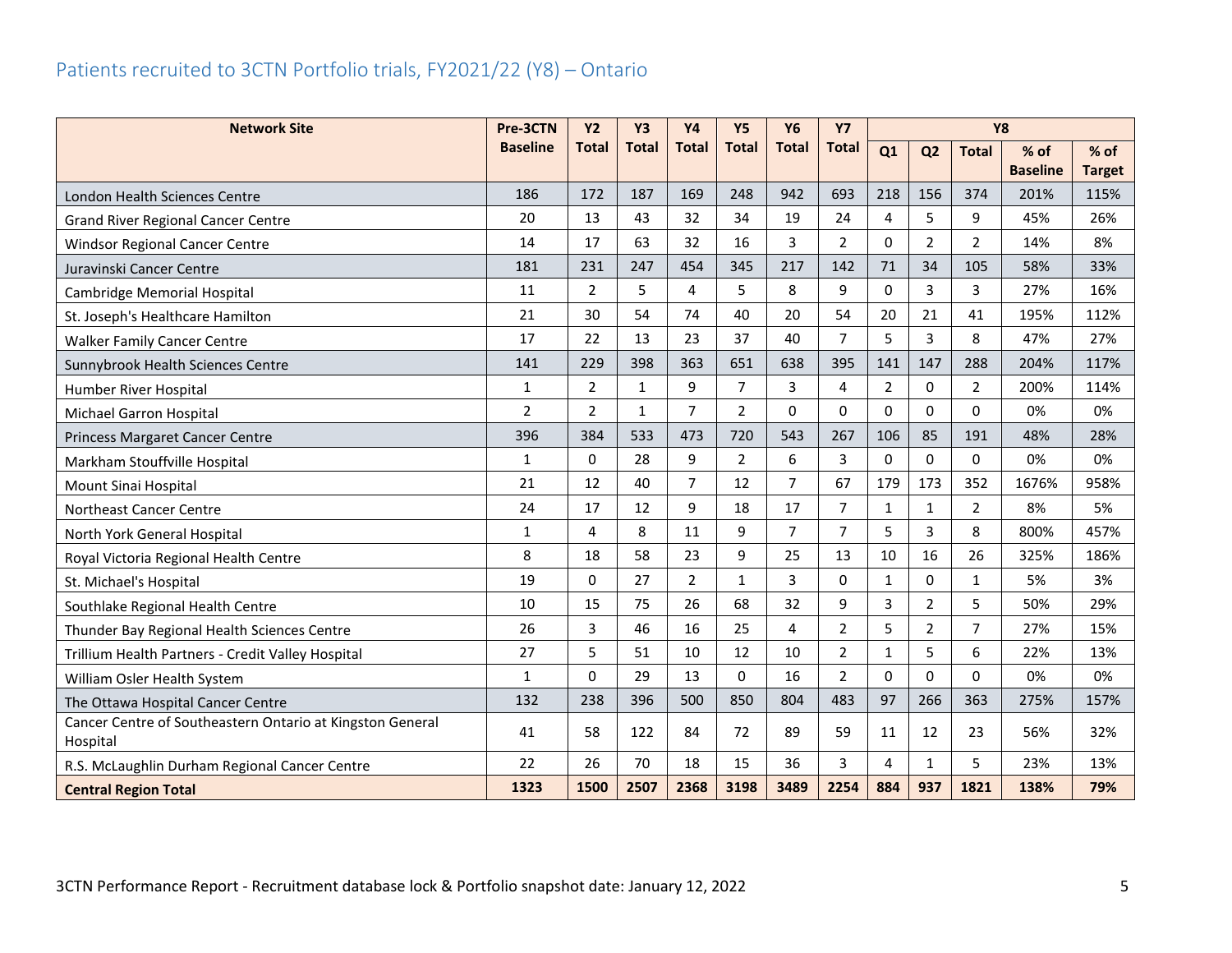## Patients recruited to 3CTN Portfolio trials, FY2021/22 (Y8) – Ontario

| Network Site | Pre-3CTN Baseline | Y2 Total | Y3 Total | Y4 Total | Y5 Total | Y6 Total | Y7 Total | Y8 | | | | |
|---|---|---|---|---|---|---|---|---|---|---|---|---|
| | | | | | | | | Q1 | Q2 | Total | % of Baseline | % of Target |
| London Health Sciences Centre | 186 | 172 | 187 | 169 | 248 | 942 | 693 | 218 | 156 | 374 | 201% | 115% |
| Grand River Regional Cancer Centre | 20 | 13 | 43 | 32 | 34 | 19 | 24 | 4 | 5 | 9 | 45% | 26% |
| Windsor Regional Cancer Centre | 14 | 17 | 63 | 32 | 16 | 3 | 2 | 0 | 2 | 2 | 14% | 8% |
| Juravinski Cancer Centre | 181 | 231 | 247 | 454 | 345 | 217 | 142 | 71 | 34 | 105 | 58% | 33% |
| Cambridge Memorial Hospital | 11 | 2 | 5 | 4 | 5 | 8 | 9 | 0 | 3 | 3 | 27% | 16% |
| St. Joseph's Healthcare Hamilton | 21 | 30 | 54 | 74 | 40 | 20 | 54 | 20 | 21 | 41 | 195% | 112% |
| Walker Family Cancer Centre | 17 | 22 | 13 | 23 | 37 | 40 | 7 | 5 | 3 | 8 | 47% | 27% |
| Sunnybrook Health Sciences Centre | 141 | 229 | 398 | 363 | 651 | 638 | 395 | 141 | 147 | 288 | 204% | 117% |
| Humber River Hospital | 1 | 2 | 1 | 9 | 7 | 3 | 4 | 2 | 0 | 2 | 200% | 114% |
| Michael Garron Hospital | 2 | 2 | 1 | 7 | 2 | 0 | 0 | 0 | 0 | 0 | 0% | 0% |
| Princess Margaret Cancer Centre | 396 | 384 | 533 | 473 | 720 | 543 | 267 | 106 | 85 | 191 | 48% | 28% |
| Markham Stouffville Hospital | 1 | 0 | 28 | 9 | 2 | 6 | 3 | 0 | 0 | 0 | 0% | 0% |
| Mount Sinai Hospital | 21 | 12 | 40 | 7 | 12 | 7 | 67 | 179 | 173 | 352 | 1676% | 958% |
| Northeast Cancer Centre | 24 | 17 | 12 | 9 | 18 | 17 | 7 | 1 | 1 | 2 | 8% | 5% |
| North York General Hospital | 1 | 4 | 8 | 11 | 9 | 7 | 7 | 5 | 3 | 8 | 800% | 457% |
| Royal Victoria Regional Health Centre | 8 | 18 | 58 | 23 | 9 | 25 | 13 | 10 | 16 | 26 | 325% | 186% |
| St. Michael's Hospital | 19 | 0 | 27 | 2 | 1 | 3 | 0 | 1 | 0 | 1 | 5% | 3% |
| Southlake Regional Health Centre | 10 | 15 | 75 | 26 | 68 | 32 | 9 | 3 | 2 | 5 | 50% | 29% |
| Thunder Bay Regional Health Sciences Centre | 26 | 3 | 46 | 16 | 25 | 4 | 2 | 5 | 2 | 7 | 27% | 15% |
| Trillium Health Partners - Credit Valley Hospital | 27 | 5 | 51 | 10 | 12 | 10 | 2 | 1 | 5 | 6 | 22% | 13% |
| William Osler Health System | 1 | 0 | 29 | 13 | 0 | 16 | 2 | 0 | 0 | 0 | 0% | 0% |
| The Ottawa Hospital Cancer Centre | 132 | 238 | 396 | 500 | 850 | 804 | 483 | 97 | 266 | 363 | 275% | 157% |
| Cancer Centre of Southeastern Ontario at Kingston General Hospital | 41 | 58 | 122 | 84 | 72 | 89 | 59 | 11 | 12 | 23 | 56% | 32% |
| R.S. McLaughlin Durham Regional Cancer Centre | 22 | 26 | 70 | 18 | 15 | 36 | 3 | 4 | 1 | 5 | 23% | 13% |
| **Central Region Total** | **1323** | **1500** | **2507** | **2368** | **3198** | **3489** | **2254** | **884** | **937** | **1821** | **138%** | **79%** |

3CTN Performance Report - Recruitment database lock & Portfolio snapshot date: January 12, 2022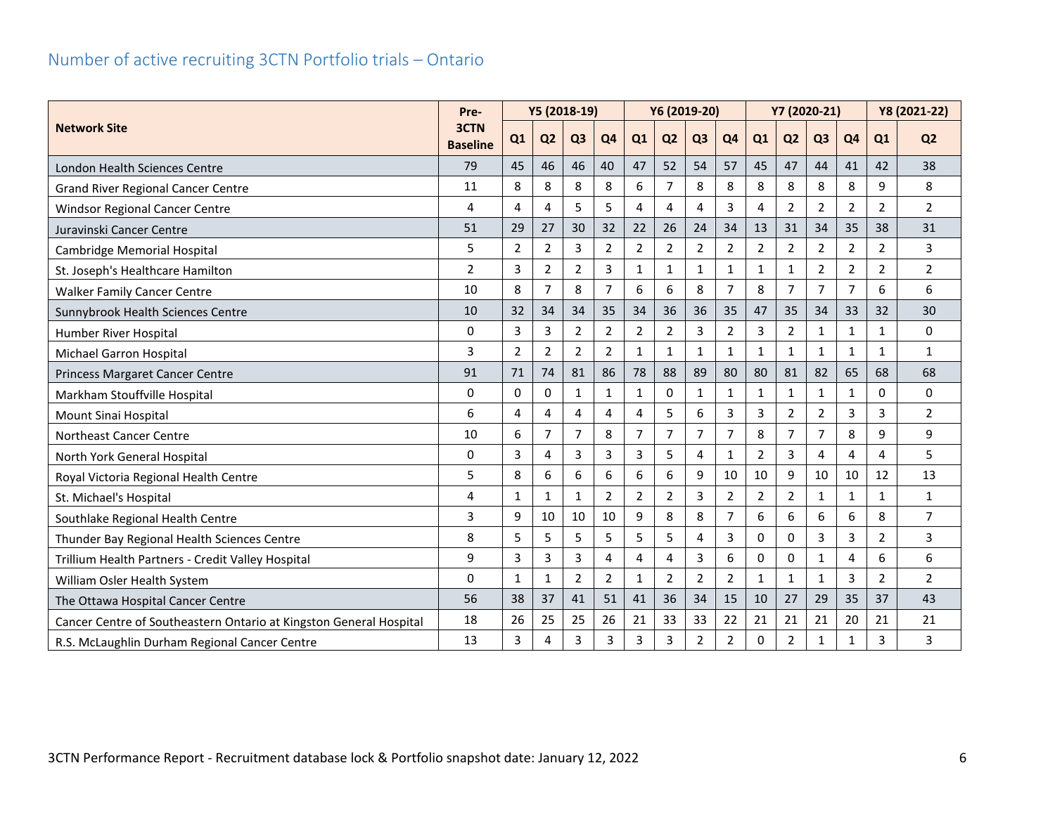## Number of active recruiting 3CTN Portfolio trials – Ontario

| Network Site | Pre-3CTN Baseline | Y5 (2018-19) | | | | Y6 (2019-20) | | | | Y7 (2020-21) | | | | Y8 (2021-22) | |
|---|---|---|---|---|---|---|---|---|---|---|---|---|---|---|---|
| | | Q1 | Q2 | Q3 | Q4 | Q1 | Q2 | Q3 | Q4 | Q1 | Q2 | Q3 | Q4 | Q1 | Q2 |
| London Health Sciences Centre | 79 | 45 | 46 | 46 | 40 | 47 | 52 | 54 | 57 | 45 | 47 | 44 | 41 | 42 | 38 |
| Grand River Regional Cancer Centre | 11 | 8 | 8 | 8 | 8 | 6 | 7 | 8 | 8 | 8 | 8 | 8 | 8 | 9 | 8 |
| Windsor Regional Cancer Centre | 4 | 4 | 4 | 5 | 5 | 4 | 4 | 4 | 3 | 4 | 2 | 2 | 2 | 2 | 2 |
| Juravinski Cancer Centre | 51 | 29 | 27 | 30 | 32 | 22 | 26 | 24 | 34 | 13 | 31 | 34 | 35 | 38 | 31 |
| Cambridge Memorial Hospital | 5 | 2 | 2 | 3 | 2 | 2 | 2 | 2 | 2 | 2 | 2 | 2 | 2 | 2 | 3 |
| St. Joseph's Healthcare Hamilton | 2 | 3 | 2 | 2 | 3 | 1 | 1 | 1 | 1 | 1 | 1 | 2 | 2 | 2 | 2 |
| Walker Family Cancer Centre | 10 | 8 | 7 | 8 | 7 | 6 | 6 | 8 | 7 | 8 | 7 | 7 | 7 | 6 | 6 |
| Sunnybrook Health Sciences Centre | 10 | 32 | 34 | 34 | 35 | 34 | 36 | 36 | 35 | 47 | 35 | 34 | 33 | 32 | 30 |
| Humber River Hospital | 0 | 3 | 3 | 2 | 2 | 2 | 2 | 3 | 2 | 3 | 2 | 1 | 1 | 1 | 0 |
| Michael Garron Hospital | 3 | 2 | 2 | 2 | 2 | 1 | 1 | 1 | 1 | 1 | 1 | 1 | 1 | 1 | 1 |
| Princess Margaret Cancer Centre | 91 | 71 | 74 | 81 | 86 | 78 | 88 | 89 | 80 | 80 | 81 | 82 | 65 | 68 | 68 |
| Markham Stouffville Hospital | 0 | 0 | 0 | 1 | 1 | 1 | 0 | 1 | 1 | 1 | 1 | 1 | 1 | 0 | 0 |
| Mount Sinai Hospital | 6 | 4 | 4 | 4 | 4 | 4 | 5 | 6 | 3 | 3 | 2 | 2 | 3 | 3 | 2 |
| Northeast Cancer Centre | 10 | 6 | 7 | 7 | 8 | 7 | 7 | 7 | 7 | 8 | 7 | 7 | 8 | 9 | 9 |
| North York General Hospital | 0 | 3 | 4 | 3 | 3 | 3 | 5 | 4 | 1 | 2 | 3 | 4 | 4 | 4 | 5 |
| Royal Victoria Regional Health Centre | 5 | 8 | 6 | 6 | 6 | 6 | 6 | 9 | 10 | 10 | 9 | 10 | 10 | 12 | 13 |
| St. Michael's Hospital | 4 | 1 | 1 | 1 | 2 | 2 | 2 | 3 | 2 | 2 | 2 | 1 | 1 | 1 | 1 |
| Southlake Regional Health Centre | 3 | 9 | 10 | 10 | 10 | 9 | 8 | 8 | 7 | 6 | 6 | 6 | 6 | 8 | 7 |
| Thunder Bay Regional Health Sciences Centre | 8 | 5 | 5 | 5 | 5 | 5 | 5 | 4 | 3 | 0 | 0 | 3 | 3 | 2 | 3 |
| Trillium Health Partners - Credit Valley Hospital | 9 | 3 | 3 | 3 | 4 | 4 | 4 | 3 | 6 | 0 | 0 | 1 | 4 | 6 | 6 |
| William Osler Health System | 0 | 1 | 1 | 2 | 2 | 1 | 2 | 2 | 2 | 1 | 1 | 1 | 3 | 2 | 2 |
| The Ottawa Hospital Cancer Centre | 56 | 38 | 37 | 41 | 51 | 41 | 36 | 34 | 15 | 10 | 27 | 29 | 35 | 37 | 43 |
| Cancer Centre of Southeastern Ontario at Kingston General Hospital | 18 | 26 | 25 | 25 | 26 | 21 | 33 | 33 | 22 | 21 | 21 | 21 | 20 | 21 | 21 |
| R.S. McLaughlin Durham Regional Cancer Centre | 13 | 3 | 4 | 3 | 3 | 3 | 3 | 2 | 2 | 0 | 2 | 1 | 1 | 3 | 3 |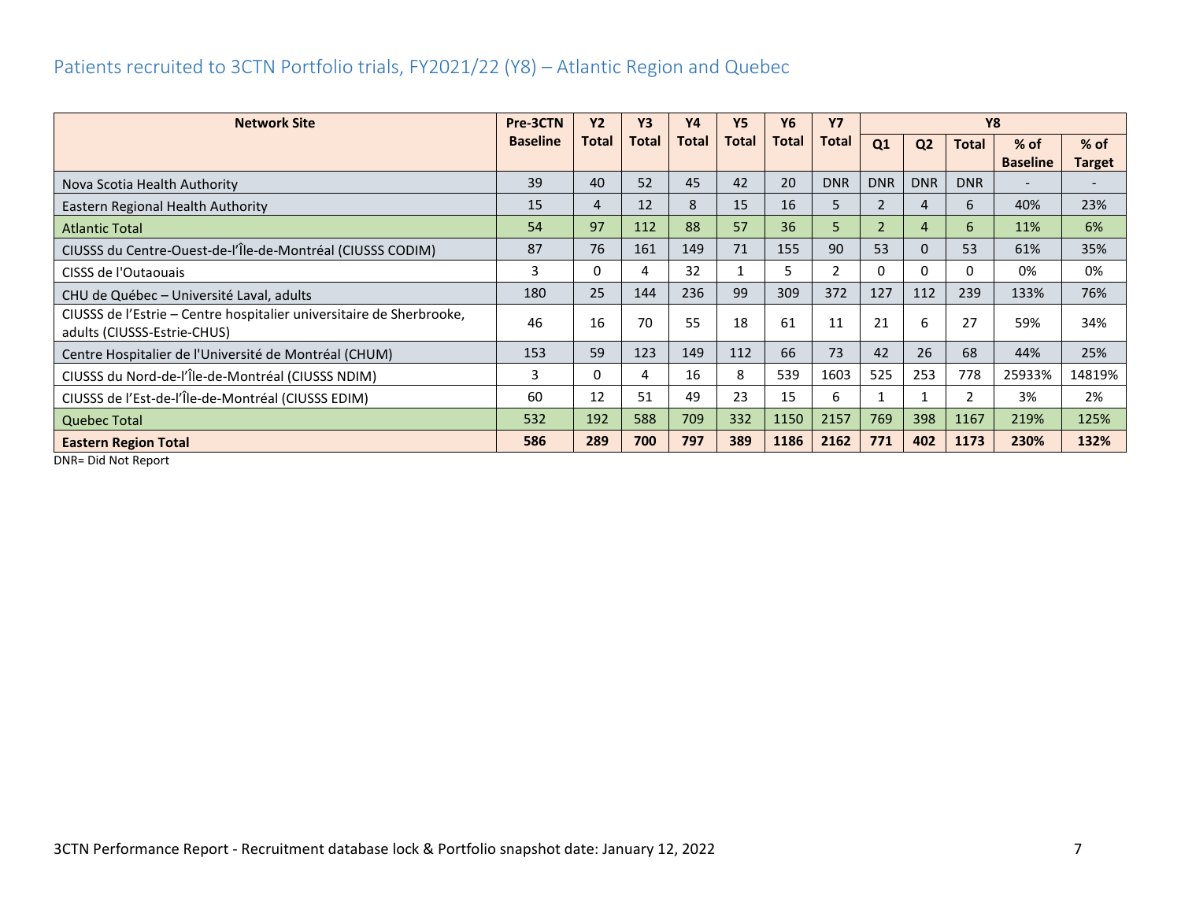## Patients recruited to 3CTN Portfolio trials, FY2021/22 (Y8) – Atlantic Region and Quebec

| Network Site | Pre-3CTN Baseline | Y2 Total | Y3 Total | Y4 Total | Y5 Total | Y6 Total | Y7 Total | Y8 | | | | |
|---|---|---|---|---|---|---|---|---|---|---|---|---|
| | | | | | | | | Q1 | Q2 | Total | % of Baseline | % of Target |
| Nova Scotia Health Authority | 39 | 40 | 52 | 45 | 42 | 20 | DNR | DNR | DNR | DNR | - | - |
| Eastern Regional Health Authority | 15 | 4 | 12 | 8 | 15 | 16 | 5 | 2 | 4 | 6 | 40% | 23% |
| Atlantic Total | 54 | 97 | 112 | 88 | 57 | 36 | 5 | 2 | 4 | 6 | 11% | 6% |
| CIUSSS du Centre-Ouest-de-l'Île-de-Montréal (CIUSSS CODIM) | 87 | 76 | 161 | 149 | 71 | 155 | 90 | 53 | 0 | 53 | 61% | 35% |
| CISSS de l'Outaouais | 3 | 0 | 4 | 32 | 1 | 5 | 2 | 0 | 0 | 0 | 0% | 0% |
| CHU de Québec – Université Laval, adults | 180 | 25 | 144 | 236 | 99 | 309 | 372 | 127 | 112 | 239 | 133% | 76% |
| CIUSSS de l'Estrie – Centre hospitalier universitaire de Sherbrooke, adults (CIUSSS-Estrie-CHUS) | 46 | 16 | 70 | 55 | 18 | 61 | 11 | 21 | 6 | 27 | 59% | 34% |
| Centre Hospitalier de l'Université de Montréal (CHUM) | 153 | 59 | 123 | 149 | 112 | 66 | 73 | 42 | 26 | 68 | 44% | 25% |
| CIUSSS du Nord-de-l'Île-de-Montréal (CIUSSS NDIM) | 3 | 0 | 4 | 16 | 8 | 539 | 1603 | 525 | 253 | 778 | 25933% | 14819% |
| CIUSSS de l'Est-de-l'Île-de-Montréal (CIUSSS EDIM) | 60 | 12 | 51 | 49 | 23 | 15 | 6 | 1 | 1 | 2 | 3% | 2% |
| Quebec Total | 532 | 192 | 588 | 709 | 332 | 1150 | 2157 | 769 | 398 | 1167 | 219% | 125% |
| **Eastern Region Total** | **586** | **289** | **700** | **797** | **389** | **1186** | **2162** | **771** | **402** | **1173** | **230%** | **132%** |

DNR= Did Not Report

3CTN Performance Report - Recruitment database lock & Portfolio snapshot date: January 12, 2022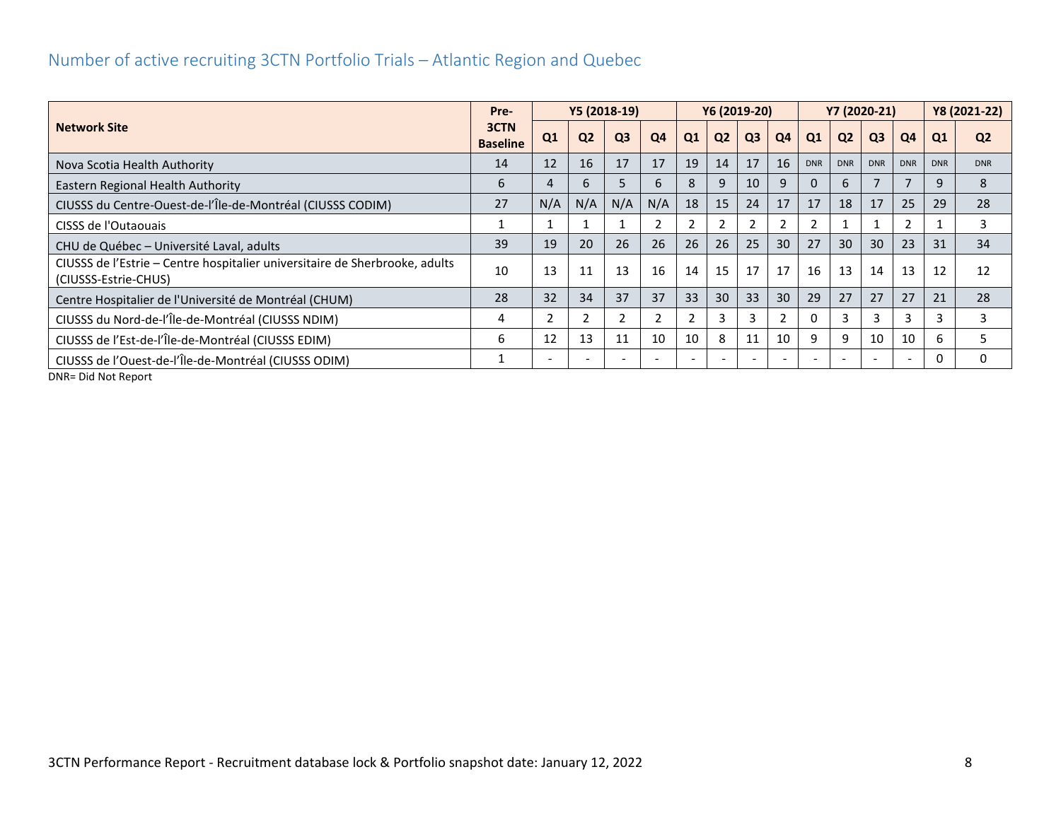## Number of active recruiting 3CTN Portfolio Trials – Atlantic Region and Quebec

| Network Site | Pre-3CTN Baseline | Y5 (2018-19) | | | | Y6 (2019-20) | | | | Y7 (2020-21) | | | | Y8 (2021-22) | |
|---|---|---|---|---|---|---|---|---|---|---|---|---|---|---|---|
| | | Q1 | Q2 | Q3 | Q4 | Q1 | Q2 | Q3 | Q4 | Q1 | Q2 | Q3 | Q4 | Q1 | Q2 |
| Nova Scotia Health Authority | 14 | 12 | 16 | 17 | 17 | 19 | 14 | 17 | 16 | DNR | DNR | DNR | DNR | DNR | DNR |
| Eastern Regional Health Authority | 6 | 4 | 6 | 5 | 6 | 8 | 9 | 10 | 9 | 0 | 6 | 7 | 7 | 9 | 8 |
| CIUSSS du Centre-Ouest-de-l'Île-de-Montréal (CIUSSS CODIM) | 27 | N/A | N/A | N/A | N/A | 18 | 15 | 24 | 17 | 17 | 18 | 17 | 25 | 29 | 28 |
| CISSS de l'Outaouais | 1 | 1 | 1 | 1 | 2 | 2 | 2 | 2 | 2 | 2 | 1 | 1 | 2 | 1 | 3 |
| CHU de Québec – Université Laval, adults | 39 | 19 | 20 | 26 | 26 | 26 | 26 | 25 | 30 | 27 | 30 | 30 | 23 | 31 | 34 |
| CIUSSS de l'Estrie – Centre hospitalier universitaire de Sherbrooke, adults (CIUSSS-Estrie-CHUS) | 10 | 13 | 11 | 13 | 16 | 14 | 15 | 17 | 17 | 16 | 13 | 14 | 13 | 12 | 12 |
| Centre Hospitalier de l'Université de Montréal (CHUM) | 28 | 32 | 34 | 37 | 37 | 33 | 30 | 33 | 30 | 29 | 27 | 27 | 27 | 21 | 28 |
| CIUSSS du Nord-de-l'Île-de-Montréal (CIUSSS NDIM) | 4 | 2 | 2 | 2 | 2 | 2 | 3 | 3 | 2 | 0 | 3 | 3 | 3 | 3 | 3 |
| CIUSSS de l'Est-de-l'Île-de-Montréal (CIUSSS EDIM) | 6 | 12 | 13 | 11 | 10 | 10 | 8 | 11 | 10 | 9 | 9 | 10 | 10 | 6 | 5 |
| CIUSSS de l'Ouest-de-l'Île-de-Montréal (CIUSSS ODIM) | 1 | - | - | - | - | - | - | - | - | - | - | - | - | 0 | 0 |

DNR= Did Not Report

3CTN Performance Report - Recruitment database lock & Portfolio snapshot date: January 12, 2022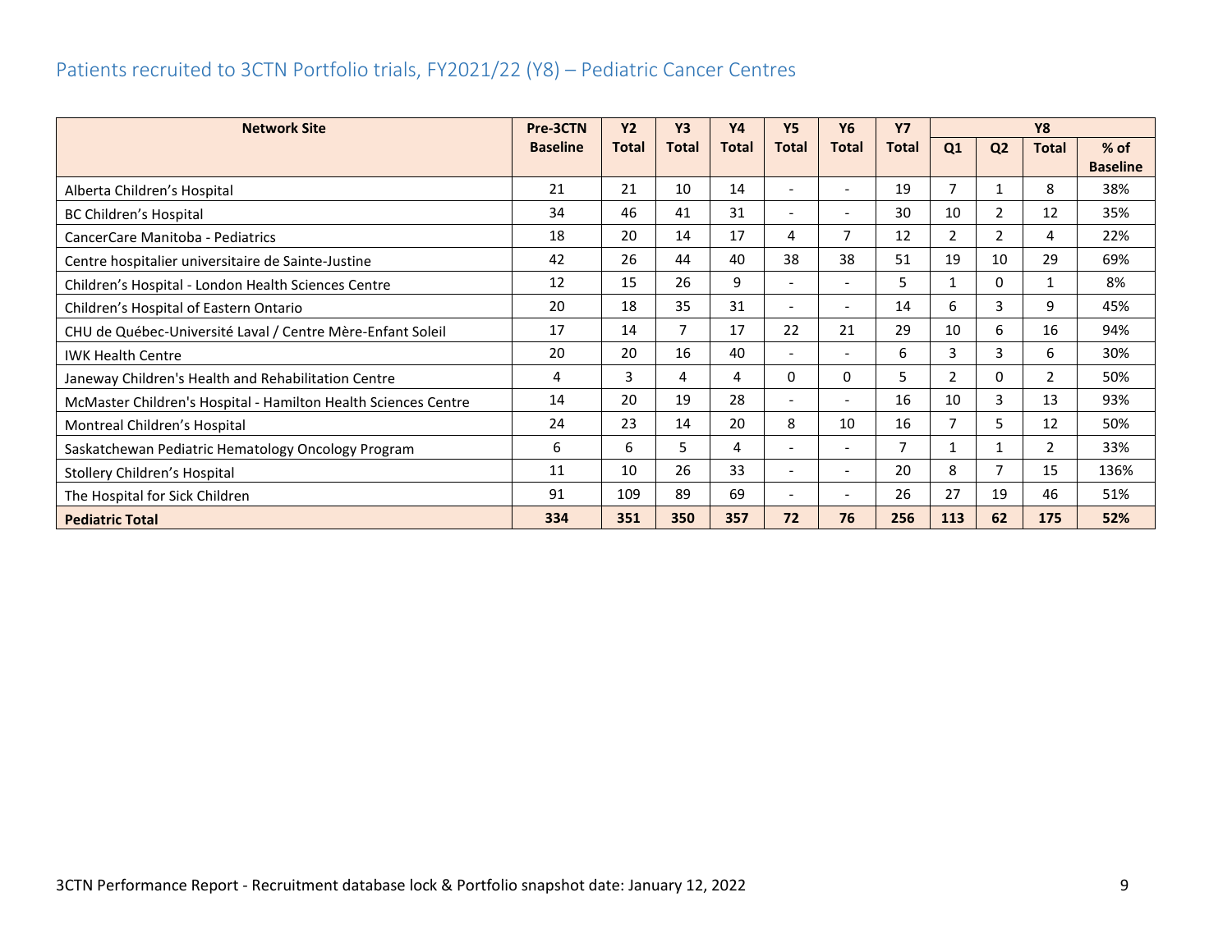## Patients recruited to 3CTN Portfolio trials, FY2021/22 (Y8) – Pediatric Cancer Centres

| Network Site | Pre-3CTN Baseline | Y2 Total | Y3 Total | Y4 Total | Y5 Total | Y6 Total | Y7 Total | Y8 | | | |
|---|---|---|---|---|---|---|---|---|---|---|---|
| | | | | | | | | Q1 | Q2 | Total | % of Baseline |
| Alberta Children’s Hospital | 21 | 21 | 10 | 14 | - | - | 19 | 7 | 1 | 8 | 38% |
| BC Children’s Hospital | 34 | 46 | 41 | 31 | - | - | 30 | 10 | 2 | 12 | 35% |
| CancerCare Manitoba - Pediatrics | 18 | 20 | 14 | 17 | 4 | 7 | 12 | 2 | 2 | 4 | 22% |
| Centre hospitalier universitaire de Sainte-Justine | 42 | 26 | 44 | 40 | 38 | 38 | 51 | 19 | 10 | 29 | 69% |
| Children’s Hospital - London Health Sciences Centre | 12 | 15 | 26 | 9 | - | - | 5 | 1 | 0 | 1 | 8% |
| Children’s Hospital of Eastern Ontario | 20 | 18 | 35 | 31 | - | - | 14 | 6 | 3 | 9 | 45% |
| CHU de Québec-Université Laval / Centre Mère-Enfant Soleil | 17 | 14 | 7 | 17 | 22 | 21 | 29 | 10 | 6 | 16 | 94% |
| IWK Health Centre | 20 | 20 | 16 | 40 | - | - | 6 | 3 | 3 | 6 | 30% |
| Janeway Children's Health and Rehabilitation Centre | 4 | 3 | 4 | 4 | 0 | 0 | 5 | 2 | 0 | 2 | 50% |
| McMaster Children's Hospital - Hamilton Health Sciences Centre | 14 | 20 | 19 | 28 | - | - | 16 | 10 | 3 | 13 | 93% |
| Montreal Children’s Hospital | 24 | 23 | 14 | 20 | 8 | 10 | 16 | 7 | 5 | 12 | 50% |
| Saskatchewan Pediatric Hematology Oncology Program | 6 | 6 | 5 | 4 | - | - | 7 | 1 | 1 | 2 | 33% |
| Stollery Children’s Hospital | 11 | 10 | 26 | 33 | - | - | 20 | 8 | 7 | 15 | 136% |
| The Hospital for Sick Children | 91 | 109 | 89 | 69 | - | - | 26 | 27 | 19 | 46 | 51% |
| **Pediatric Total** | **334** | **351** | **350** | **357** | **72** | **76** | **256** | **113** | **62** | **175** | **52%** |

3CTN Performance Report - Recruitment database lock & Portfolio snapshot date: January 12, 2022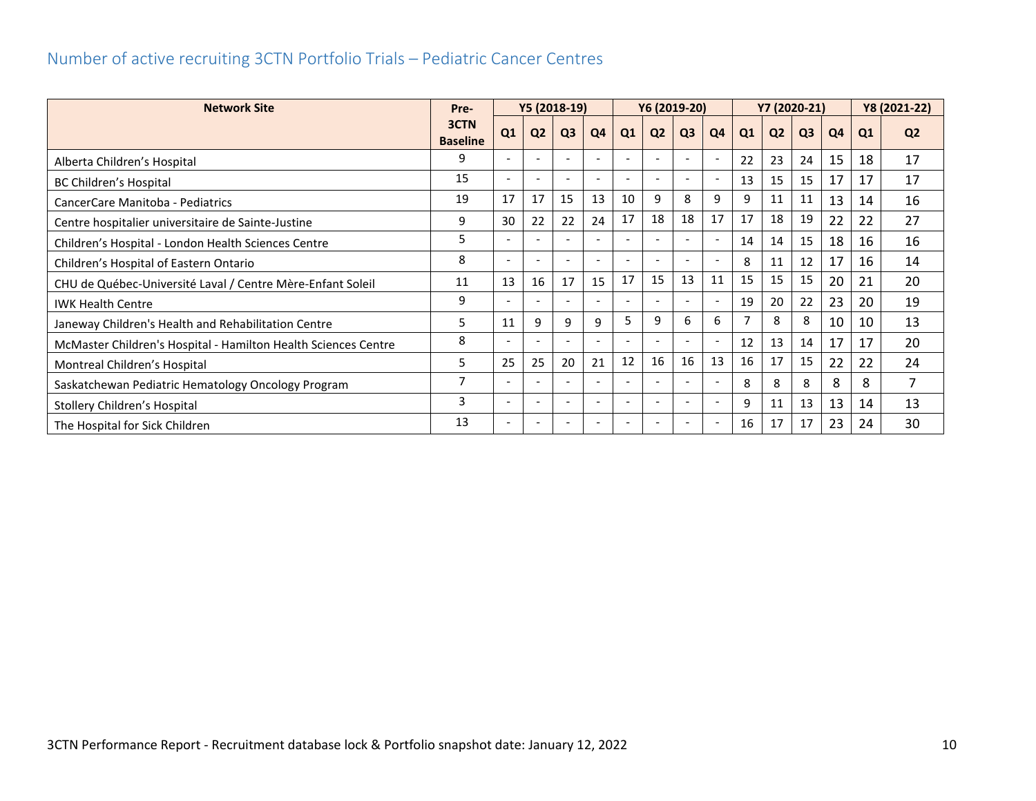## Number of active recruiting 3CTN Portfolio Trials – Pediatric Cancer Centres

| Network Site | Pre-3CTN Baseline | Y5 (2018-19) | | | | Y6 (2019-20) | | | | Y7 (2020-21) | | | | Y8 (2021-22) | |
|---|---|---|---|---|---|---|---|---|---|---|---|---|---|---|---|
| | | Q1 | Q2 | Q3 | Q4 | Q1 | Q2 | Q3 | Q4 | Q1 | Q2 | Q3 | Q4 | Q1 | Q2 |
| Alberta Children's Hospital | 9 | - | - | - | - | - | - | - | - | 22 | 23 | 24 | 15 | 18 | 17 |
| BC Children's Hospital | 15 | - | - | - | - | - | - | - | - | 13 | 15 | 15 | 17 | 17 | 17 |
| CancerCare Manitoba - Pediatrics | 19 | 17 | 17 | 15 | 13 | 10 | 9 | 8 | 9 | 9 | 11 | 11 | 13 | 14 | 16 |
| Centre hospitalier universitaire de Sainte-Justine | 9 | 30 | 22 | 22 | 24 | 17 | 18 | 18 | 17 | 17 | 18 | 19 | 22 | 22 | 27 |
| Children's Hospital - London Health Sciences Centre | 5 | - | - | - | - | - | - | - | - | 14 | 14 | 15 | 18 | 16 | 16 |
| Children's Hospital of Eastern Ontario | 8 | - | - | - | - | - | - | - | - | 8 | 11 | 12 | 17 | 16 | 14 |
| CHU de Québec-Université Laval / Centre Mère-Enfant Soleil | 11 | 13 | 16 | 17 | 15 | 17 | 15 | 13 | 11 | 15 | 15 | 15 | 20 | 21 | 20 |
| IWK Health Centre | 9 | - | - | - | - | - | - | - | - | 19 | 20 | 22 | 23 | 20 | 19 |
| Janeway Children's Health and Rehabilitation Centre | 5 | 11 | 9 | 9 | 9 | 5 | 9 | 6 | 6 | 7 | 8 | 8 | 10 | 10 | 13 |
| McMaster Children's Hospital - Hamilton Health Sciences Centre | 8 | - | - | - | - | - | - | - | - | 12 | 13 | 14 | 17 | 17 | 20 |
| Montreal Children's Hospital | 5 | 25 | 25 | 20 | 21 | 12 | 16 | 16 | 13 | 16 | 17 | 15 | 22 | 22 | 24 |
| Saskatchewan Pediatric Hematology Oncology Program | 7 | - | - | - | - | - | - | - | - | 8 | 8 | 8 | 8 | 8 | 7 |
| Stollery Children's Hospital | 3 | - | - | - | - | - | - | - | - | 9 | 11 | 13 | 13 | 14 | 13 |
| The Hospital for Sick Children | 13 | - | - | - | - | - | - | - | - | 16 | 17 | 17 | 23 | 24 | 30 |

3CTN Performance Report - Recruitment database lock & Portfolio snapshot date: January 12, 2022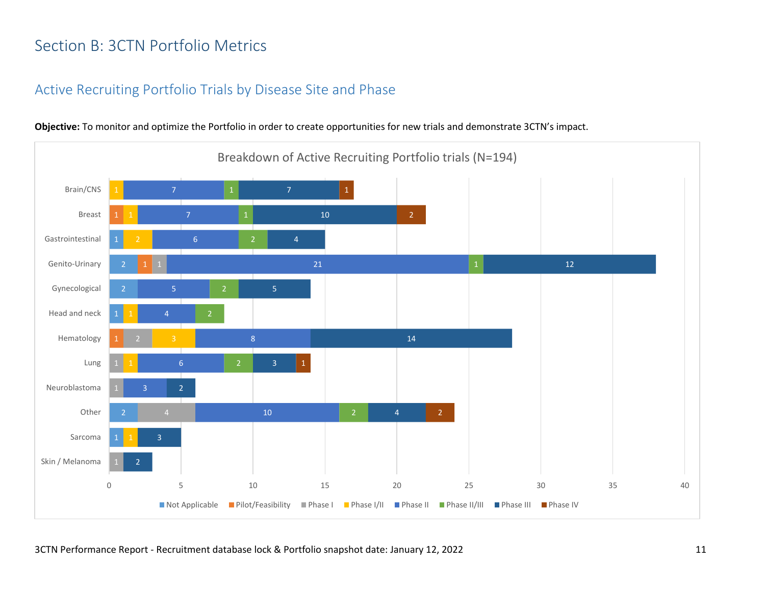# Section B: 3CTN Portfolio Metrics

## Active Recruiting Portfolio Trials by Disease Site and Phase

**Objective:** To monitor and optimize the Portfolio in order to create opportunities for new trials and demonstrate 3CTN's impact.

Breakdown of Active Recruiting Portfolio trials (N=194)

| Disease Site | Not Applicable | Pilot/Feasibility | Phase I | Phase I/II | Phase II | Phase II/III | Phase III | Phase IV |
|---|---|---|---|---|---|---|---|---|
| Brain/CNS | | | | 1 | 7 | 1 | 7 | 1 |
| Breast | | 1 | | 1 | 7 | 1 | 10 | 2 |
| Gastrointestinal | 1 | | | 2 | 6 | 2 | 4 | |
| Genito-Urinary | 2 | 1 | 1 | | 21 | 1 | 12 | |
| Gynecological | 2 | | | | 5 | 2 | 5 | |
| Head and neck | 1 | | | 1 | 4 | 2 | | |
| Hematology | | 1 | 2 | 3 | 8 | | 14 | |
| Lung | | | 1 | 1 | 6 | 2 | 3 | 1 |
| Neuroblastoma | | | 1 | | 3 | | 2 | |
| Other | 2 | | 4 | | 10 | 2 | 4 | 2 |
| Sarcoma | 1 | | | 1 | | | 3 | |
| Skin / Melanoma | | | 1 | | | | 2 | |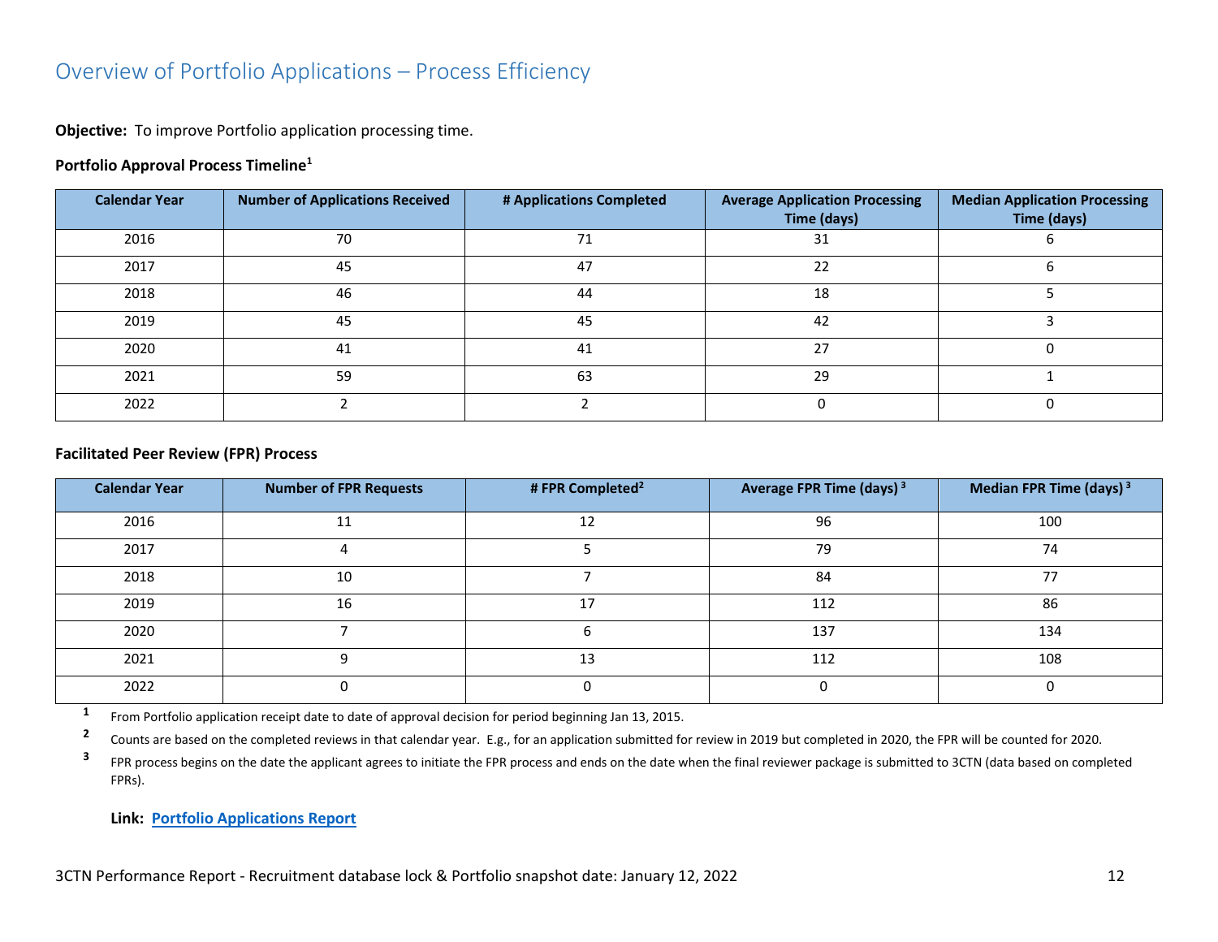# Overview of Portfolio Applications – Process Efficiency

**Objective:** To improve Portfolio application processing time.

**Portfolio Approval Process Timeline[1]**

| Calendar Year | Number of Applications Received | # Applications Completed | Average Application Processing Time (days) | Median Application Processing Time (days) |
|---|---|---|---|---|
| 2016 | 70 | 71 | 31 | 6 |
| 2017 | 45 | 47 | 22 | 6 |
| 2018 | 46 | 44 | 18 | 5 |
| 2019 | 45 | 45 | 42 | 3 |
| 2020 | 41 | 41 | 27 | 0 |
| 2021 | 59 | 63 | 29 | 1 |
| 2022 | 2 | 2 | 0 | 0 |

**Facilitated Peer Review (FPR) Process**

| Calendar Year | Number of FPR Requests | # FPR Completed[2] | Average FPR Time (days)[3] | Median FPR Time (days)[3] |
|---|---|---|---|---|
| 2016 | 11 | 12 | 96 | 100 |
| 2017 | 4 | 5 | 79 | 74 |
| 2018 | 10 | 7 | 84 | 77 |
| 2019 | 16 | 17 | 112 | 86 |
| 2020 | 7 | 6 | 137 | 134 |
| 2021 | 9 | 13 | 112 | 108 |
| 2022 | 0 | 0 | 0 | 0 |

[1] From Portfolio application receipt date to date of approval decision for period beginning Jan 13, 2015.

[2] Counts are based on the completed reviews in that calendar year. E.g., for an application submitted for review in 2019 but completed in 2020, the FPR will be counted for 2020.

[3] FPR process begins on the date the applicant agrees to initiate the FPR process and ends on the date when the final reviewer package is submitted to 3CTN (data based on completed FPRs).

**Link: Portfolio Applications Report**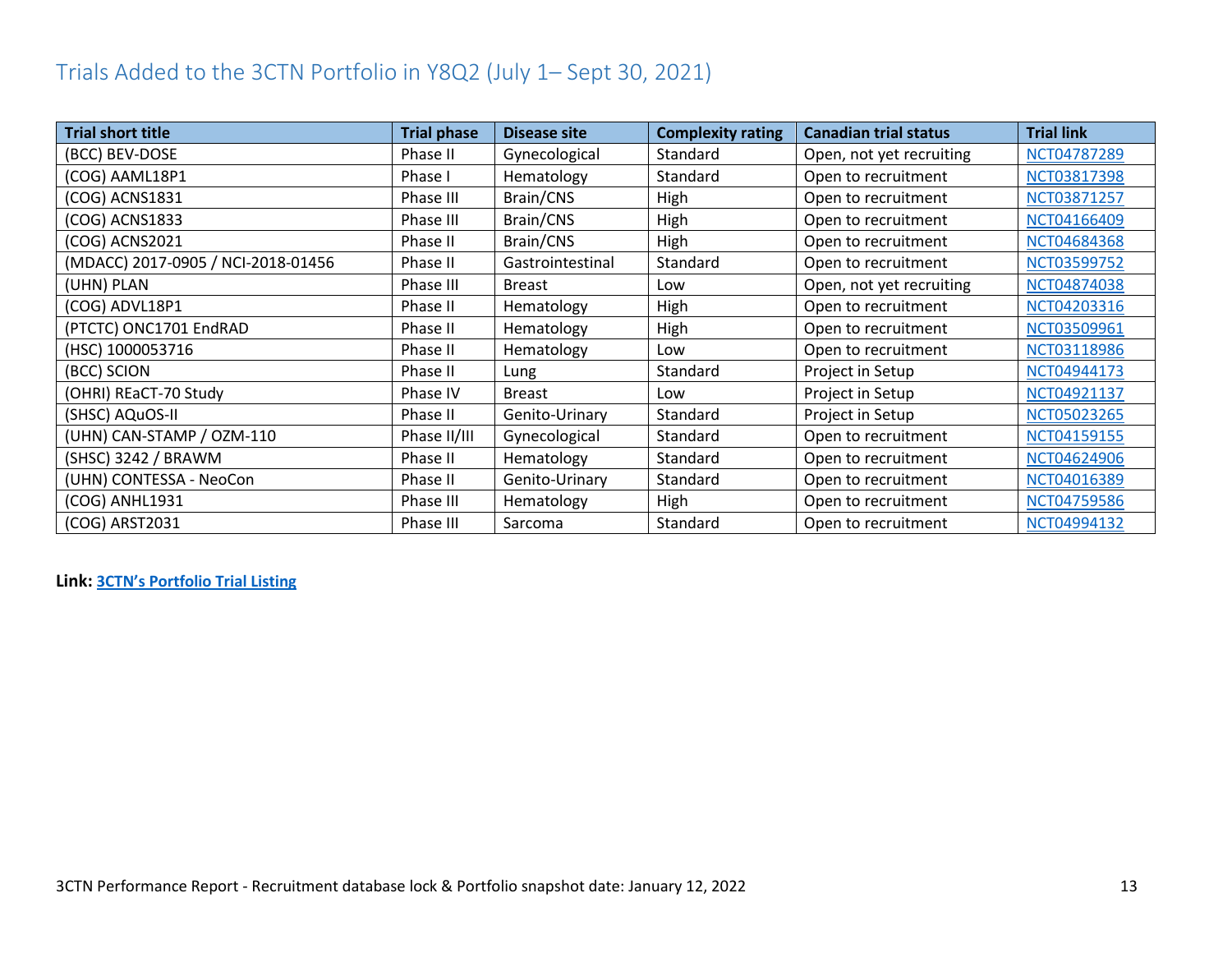## Trials Added to the 3CTN Portfolio in Y8Q2 (July 1– Sept 30, 2021)

| Trial short title | Trial phase | Disease site | Complexity rating | Canadian trial status | Trial link |
|---|---|---|---|---|---|
| (BCC) BEV-DOSE | Phase II | Gynecological | Standard | Open, not yet recruiting | NCT04787289 |
| (COG) AAML18P1 | Phase I | Hematology | Standard | Open to recruitment | NCT03817398 |
| (COG) ACNS1831 | Phase III | Brain/CNS | High | Open to recruitment | NCT03871257 |
| (COG) ACNS1833 | Phase III | Brain/CNS | High | Open to recruitment | NCT04166409 |
| (COG) ACNS2021 | Phase II | Brain/CNS | High | Open to recruitment | NCT04684368 |
| (MDACC) 2017-0905 / NCI-2018-01456 | Phase II | Gastrointestinal | Standard | Open to recruitment | NCT03599752 |
| (UHN) PLAN | Phase III | Breast | Low | Open, not yet recruiting | NCT04874038 |
| (COG) ADVL18P1 | Phase II | Hematology | High | Open to recruitment | NCT04203316 |
| (PTCTC) ONC1701 EndRAD | Phase II | Hematology | High | Open to recruitment | NCT03509961 |
| (HSC) 1000053716 | Phase II | Hematology | Low | Open to recruitment | NCT03118986 |
| (BCC) SCION | Phase II | Lung | Standard | Project in Setup | NCT04944173 |
| (OHRI) REaCT-70 Study | Phase IV | Breast | Low | Project in Setup | NCT04921137 |
| (SHSC) AQuOS-II | Phase II | Genito-Urinary | Standard | Project in Setup | NCT05023265 |
| (UHN) CAN-STAMP / OZM-110 | Phase II/III | Gynecological | Standard | Open to recruitment | NCT04159155 |
| (SHSC) 3242 / BRAWM | Phase II | Hematology | Standard | Open to recruitment | NCT04624906 |
| (UHN) CONTESSA - NeoCon | Phase II | Genito-Urinary | Standard | Open to recruitment | NCT04016389 |
| (COG) ANHL1931 | Phase III | Hematology | High | Open to recruitment | NCT04759586 |
| (COG) ARST2031 | Phase III | Sarcoma | Standard | Open to recruitment | NCT04994132 |

**Link: 3CTN's Portfolio Trial Listing**

3CTN Performance Report - Recruitment database lock & Portfolio snapshot date: January 12, 2022